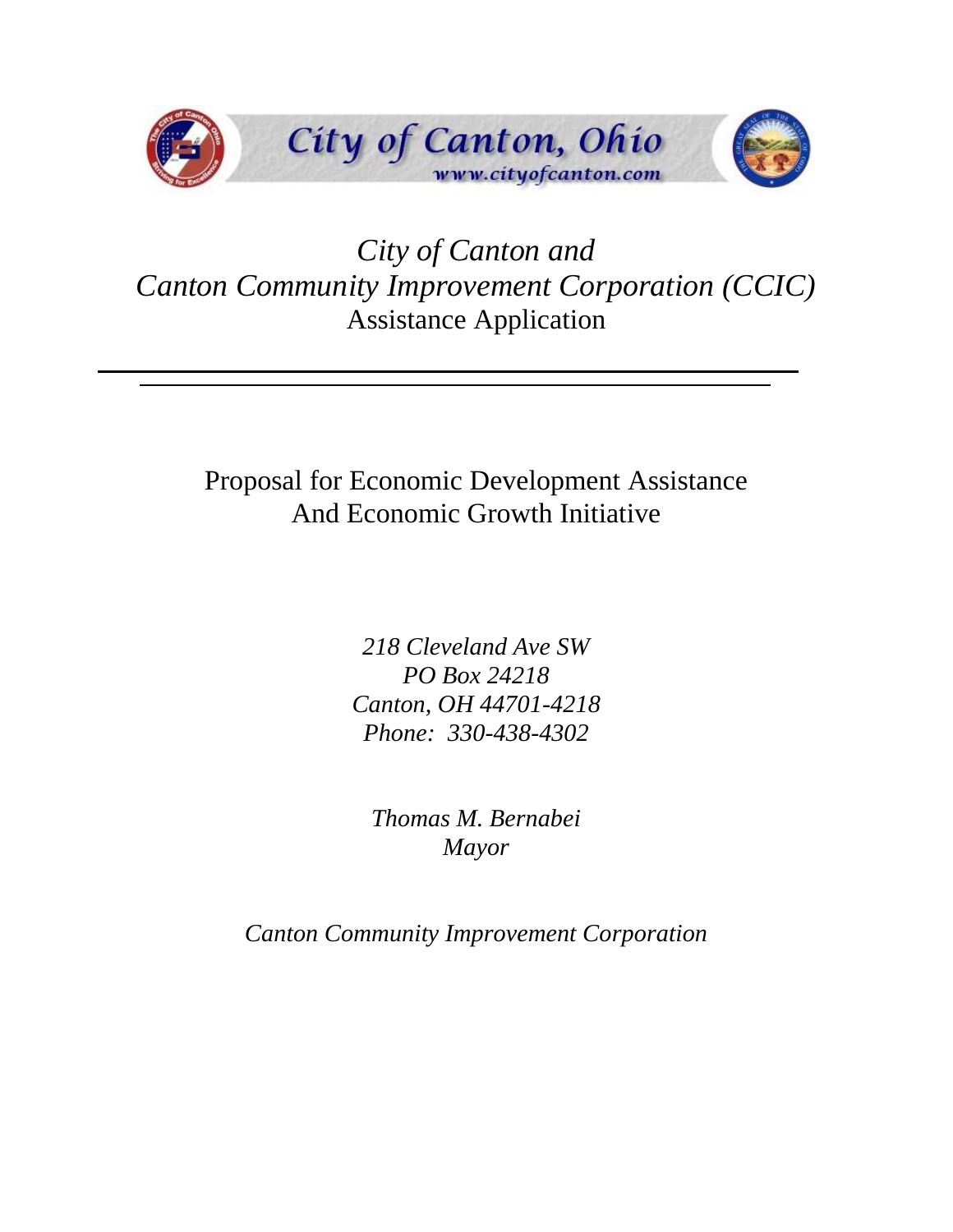City of Canton, Ohio

www.cityofcanton.com

# *City of Canton and*
# *Canton Community Improvement Corporation (CCIC)*
## Assistance Application

---

Proposal for Economic Development Assistance
And Economic Growth Initiative

*218 Cleveland Ave SW*
*PO Box 24218*
*Canton, OH 44701-4218*
*Phone: 330-438-4302*

*Thomas M. Bernabei*
*Mayor*

*Canton Community Improvement Corporation*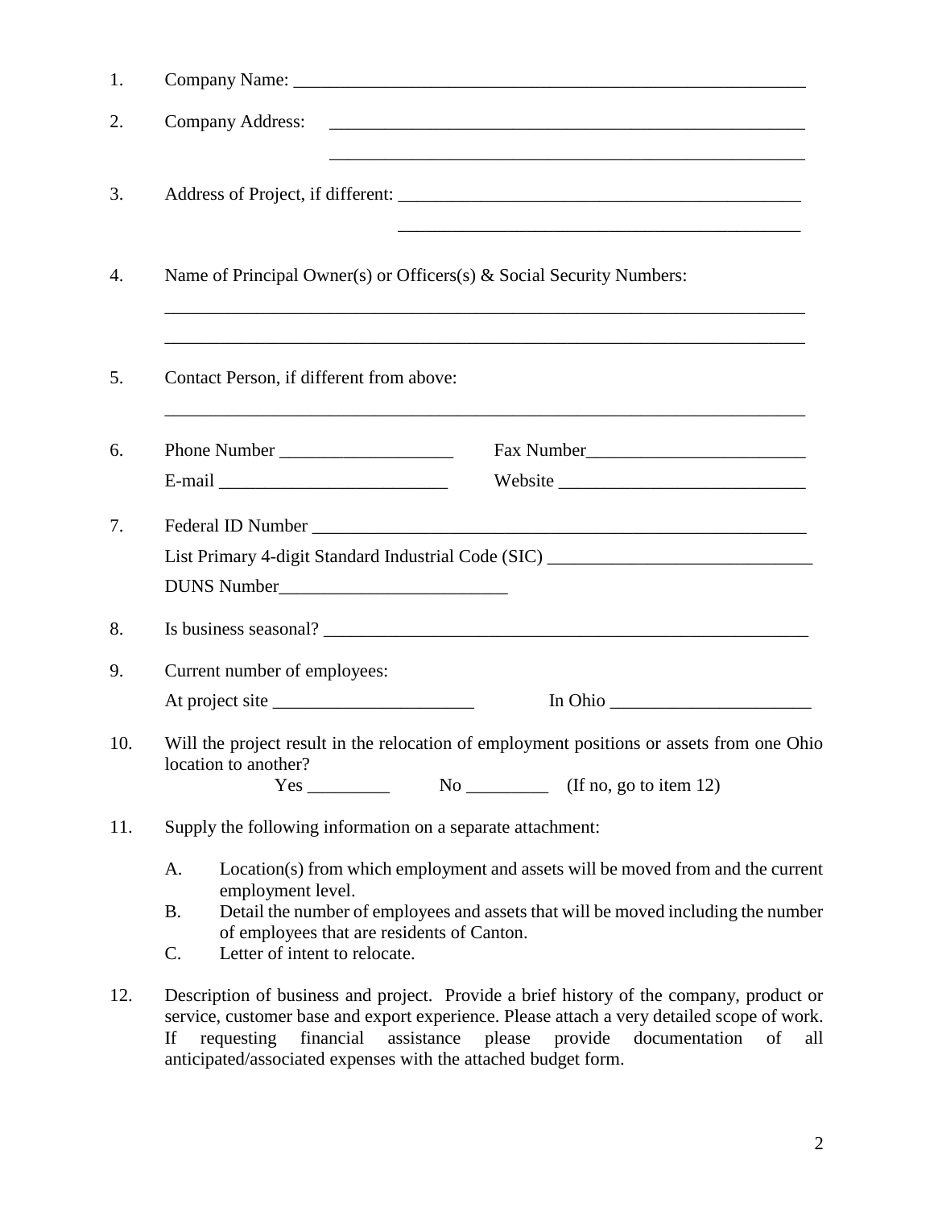1. Company Name: ___________________________________________________________

2. Company Address: ______________________________________________________
   ______________________________________________________

3. Address of Project, if different: ______________________________________________
   ______________________________________________

4. Name of Principal Owner(s) or Officers(s) & Social Security Numbers:

   ________________________________________________________________________

   ________________________________________________________________________

5. Contact Person, if different from above:

   ________________________________________________________________________

6. Phone Number ___________________ Fax Number________________________

   E-mail _________________________ Website ___________________________

7. Federal ID Number ________________________________________________________

   List Primary 4-digit Standard Industrial Code (SIC) _____________________________

   DUNS Number_________________________

8. Is business seasonal? ______________________________________________________

9. Current number of employees:

   At project site ______________________ In Ohio ______________________

10. Will the project result in the relocation of employment positions or assets from one Ohio location to another?

    Yes _________ No _________ (If no, go to item 12)

11. Supply the following information on a separate attachment:

    A. Location(s) from which employment and assets will be moved from and the current employment level.
    B. Detail the number of employees and assets that will be moved including the number of employees that are residents of Canton.
    C. Letter of intent to relocate.

12. Description of business and project. Provide a brief history of the company, product or service, customer base and export experience. Please attach a very detailed scope of work. If requesting financial assistance please provide documentation of all anticipated/associated expenses with the attached budget form.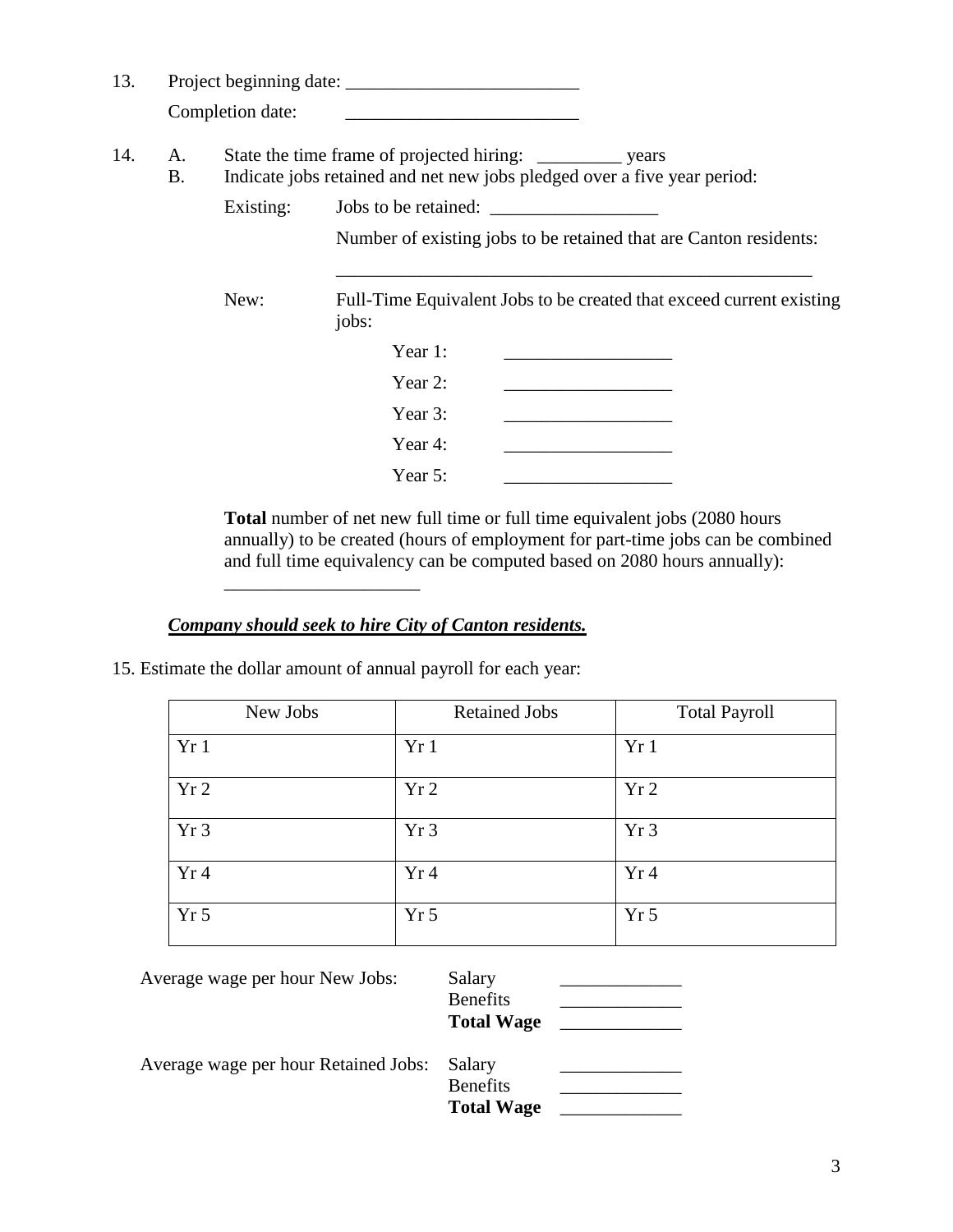13. Project beginning date: _________________________

    Completion date: _________________________

14. A. State the time frame of projected hiring: _________ years

    B. Indicate jobs retained and net new jobs pledged over a five year period:

    Existing: Jobs to be retained: __________________

    Number of existing jobs to be retained that are Canton residents:

    _____________________________________________________

    New: Full-Time Equivalent Jobs to be created that exceed current existing jobs:

    Year 1: __________________

    Year 2: __________________

    Year 3: __________________

    Year 4: __________________

    Year 5: __________________

    **Total** number of net new full time or full time equivalent jobs (2080 hours annually) to be created (hours of employment for part-time jobs can be combined and full time equivalency can be computed based on 2080 hours annually):

    _____________________

***Company should seek to hire City of Canton residents.***

15. Estimate the dollar amount of annual payroll for each year:

| New Jobs | Retained Jobs | Total Payroll |
|---|---|---|
| Yr 1 | Yr 1 | Yr 1 |
| Yr 2 | Yr 2 | Yr 2 |
| Yr 3 | Yr 3 | Yr 3 |
| Yr 4 | Yr 4 | Yr 4 |
| Yr 5 | Yr 5 | Yr 5 |

Average wage per hour New Jobs:

Salary _____________

Benefits _____________

**Total Wage** _____________

Average wage per hour Retained Jobs:

Salary _____________

Benefits _____________

**Total Wage** _____________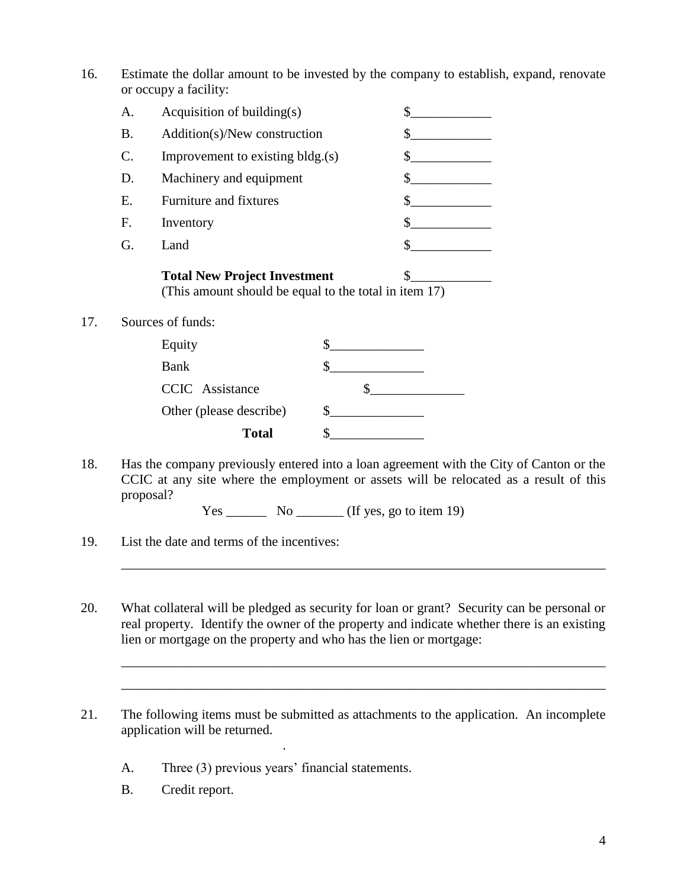16. Estimate the dollar amount to be invested by the company to establish, expand, renovate or occupy a facility:

    A. Acquisition of building(s) $____________
    B. Addition(s)/New construction $____________
    C. Improvement to existing bldg.(s) $____________
    D. Machinery and equipment $____________
    E. Furniture and fixtures $____________
    F. Inventory $____________
    G. Land $____________

    **Total New Project Investment** $____________
    (This amount should be equal to the total in item 17)

17. Sources of funds:

    Equity $______________
    Bank $______________
    CCIC Assistance $______________
    Other (please describe) $______________
    **Total** $______________

18. Has the company previously entered into a loan agreement with the City of Canton or the CCIC at any site where the employment or assets will be relocated as a result of this proposal?

    Yes ______ No _______ (If yes, go to item 19)

19. List the date and terms of the incentives:

    ___________________________________________________________________________

20. What collateral will be pledged as security for loan or grant? Security can be personal or real property. Identify the owner of the property and indicate whether there is an existing lien or mortgage on the property and who has the lien or mortgage:

    ___________________________________________________________________________

    ___________________________________________________________________________

21. The following items must be submitted as attachments to the application. An incomplete application will be returned.

    A. Three (3) previous years' financial statements.
    B. Credit report.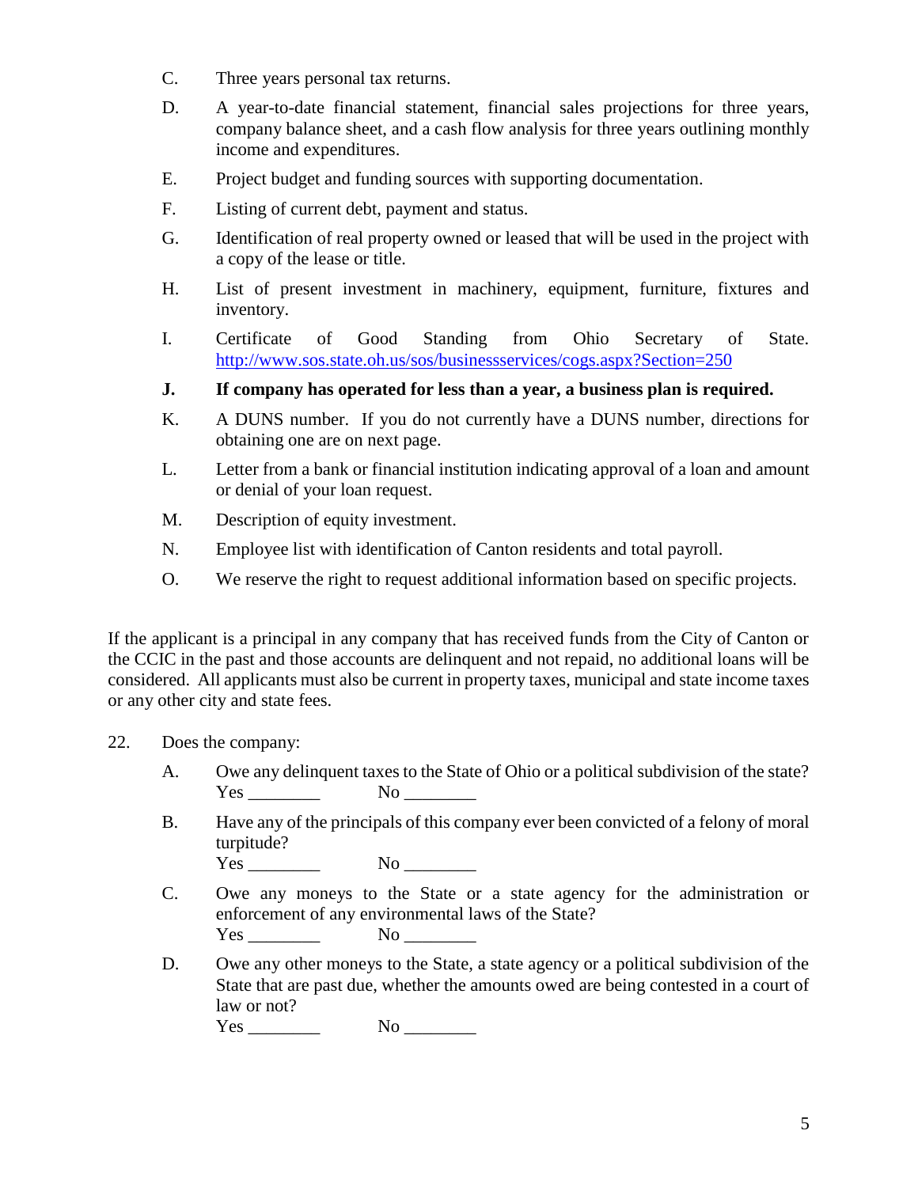C. Three years personal tax returns.

D. A year-to-date financial statement, financial sales projections for three years, company balance sheet, and a cash flow analysis for three years outlining monthly income and expenditures.

E. Project budget and funding sources with supporting documentation.

F. Listing of current debt, payment and status.

G. Identification of real property owned or leased that will be used in the project with a copy of the lease or title.

H. List of present investment in machinery, equipment, furniture, fixtures and inventory.

I. Certificate of Good Standing from Ohio Secretary of State. http://www.sos.state.oh.us/sos/businessservices/cogs.aspx?Section=250

**J. If company has operated for less than a year, a business plan is required.**

K. A DUNS number. If you do not currently have a DUNS number, directions for obtaining one are on next page.

L. Letter from a bank or financial institution indicating approval of a loan and amount or denial of your loan request.

M. Description of equity investment.

N. Employee list with identification of Canton residents and total payroll.

O. We reserve the right to request additional information based on specific projects.

If the applicant is a principal in any company that has received funds from the City of Canton or the CCIC in the past and those accounts are delinquent and not repaid, no additional loans will be considered. All applicants must also be current in property taxes, municipal and state income taxes or any other city and state fees.

22. Does the company:

A. Owe any delinquent taxes to the State of Ohio or a political subdivision of the state?
Yes ________ No ________

B. Have any of the principals of this company ever been convicted of a felony of moral turpitude?
Yes ________ No ________

C. Owe any moneys to the State or a state agency for the administration or enforcement of any environmental laws of the State?
Yes ________ No ________

D. Owe any other moneys to the State, a state agency or a political subdivision of the State that are past due, whether the amounts owed are being contested in a court of law or not?
Yes ________ No ________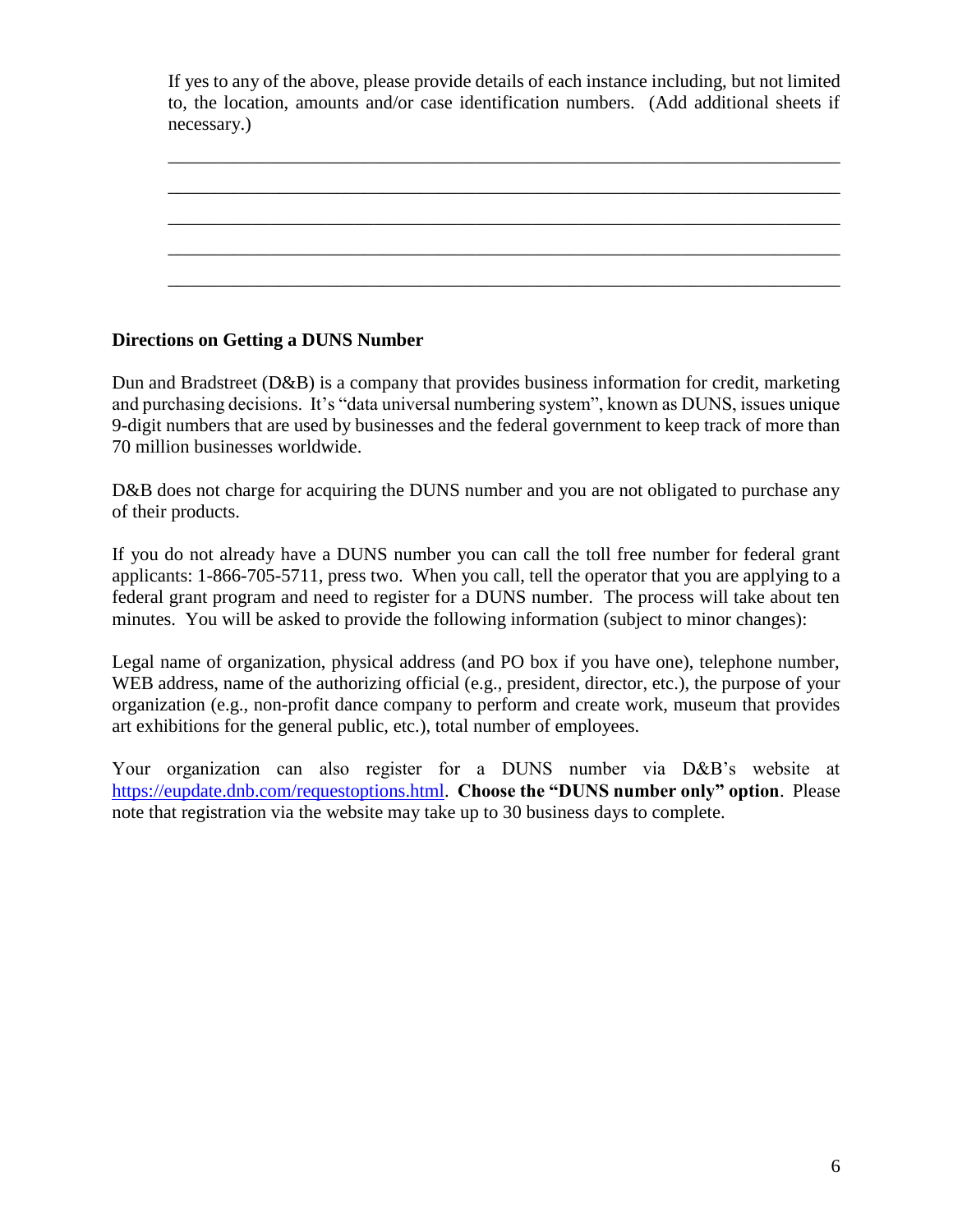If yes to any of the above, please provide details of each instance including, but not limited to, the location, amounts and/or case identification numbers. (Add additional sheets if necessary.)

___________________________________________________________________________

___________________________________________________________________________

___________________________________________________________________________

___________________________________________________________________________

___________________________________________________________________________

**Directions on Getting a DUNS Number**

Dun and Bradstreet (D&B) is a company that provides business information for credit, marketing and purchasing decisions. It's "data universal numbering system", known as DUNS, issues unique 9-digit numbers that are used by businesses and the federal government to keep track of more than 70 million businesses worldwide.

D&B does not charge for acquiring the DUNS number and you are not obligated to purchase any of their products.

If you do not already have a DUNS number you can call the toll free number for federal grant applicants: 1-866-705-5711, press two. When you call, tell the operator that you are applying to a federal grant program and need to register for a DUNS number. The process will take about ten minutes. You will be asked to provide the following information (subject to minor changes):

Legal name of organization, physical address (and PO box if you have one), telephone number, WEB address, name of the authorizing official (e.g., president, director, etc.), the purpose of your organization (e.g., non-profit dance company to perform and create work, museum that provides art exhibitions for the general public, etc.), total number of employees.

Your organization can also register for a DUNS number via D&B's website at https://eupdate.dnb.com/requestoptions.html. **Choose the "DUNS number only" option**. Please note that registration via the website may take up to 30 business days to complete.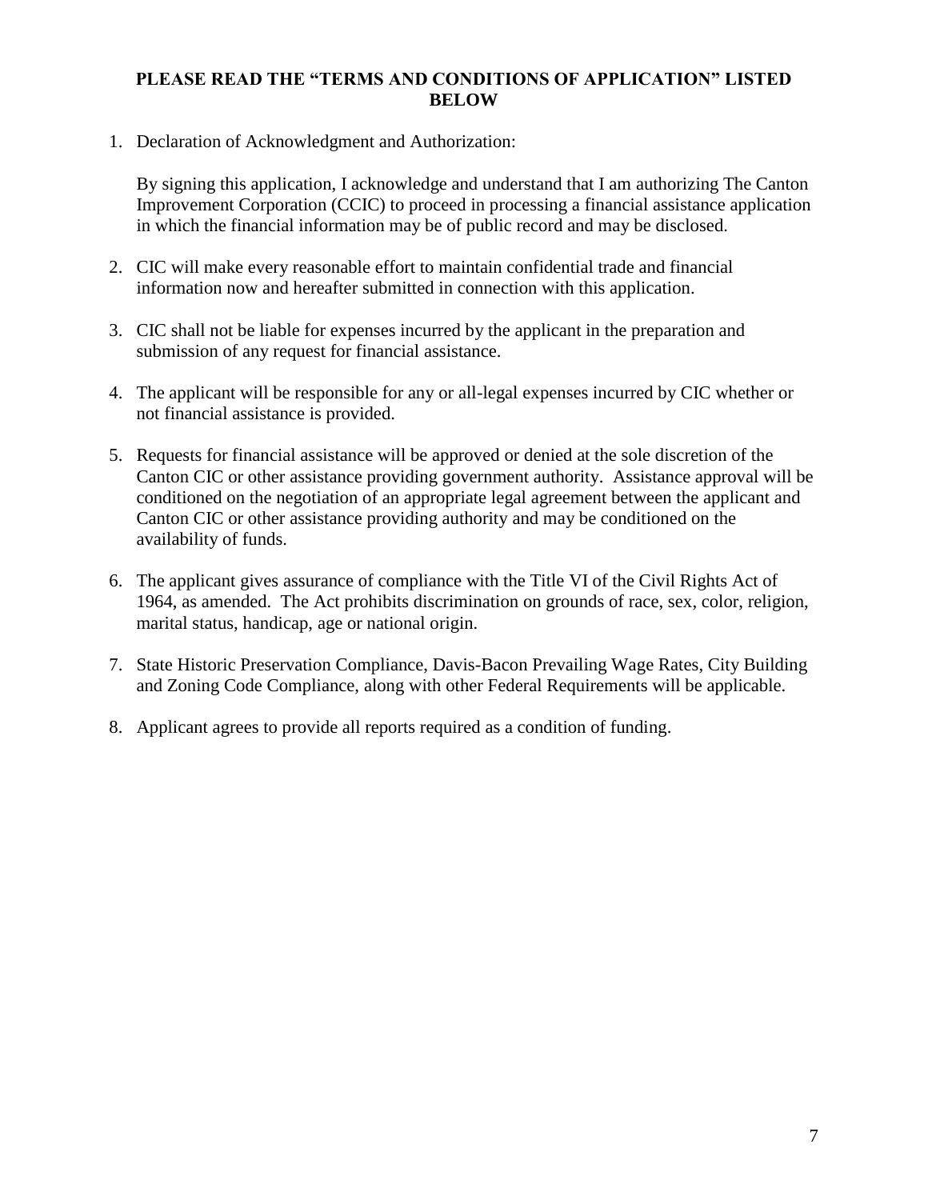**PLEASE READ THE "TERMS AND CONDITIONS OF APPLICATION" LISTED BELOW**

1. Declaration of Acknowledgment and Authorization:

   By signing this application, I acknowledge and understand that I am authorizing The Canton Improvement Corporation (CCIC) to proceed in processing a financial assistance application in which the financial information may be of public record and may be disclosed.

2. CIC will make every reasonable effort to maintain confidential trade and financial information now and hereafter submitted in connection with this application.

3. CIC shall not be liable for expenses incurred by the applicant in the preparation and submission of any request for financial assistance.

4. The applicant will be responsible for any or all-legal expenses incurred by CIC whether or not financial assistance is provided.

5. Requests for financial assistance will be approved or denied at the sole discretion of the Canton CIC or other assistance providing government authority. Assistance approval will be conditioned on the negotiation of an appropriate legal agreement between the applicant and Canton CIC or other assistance providing authority and may be conditioned on the availability of funds.

6. The applicant gives assurance of compliance with the Title VI of the Civil Rights Act of 1964, as amended. The Act prohibits discrimination on grounds of race, sex, color, religion, marital status, handicap, age or national origin.

7. State Historic Preservation Compliance, Davis-Bacon Prevailing Wage Rates, City Building and Zoning Code Compliance, along with other Federal Requirements will be applicable.

8. Applicant agrees to provide all reports required as a condition of funding.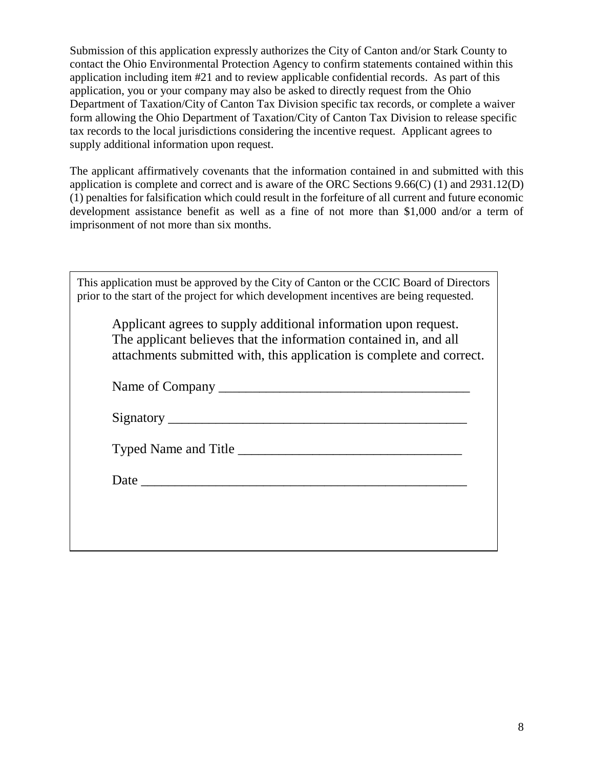Submission of this application expressly authorizes the City of Canton and/or Stark County to contact the Ohio Environmental Protection Agency to confirm statements contained within this application including item #21 and to review applicable confidential records. As part of this application, you or your company may also be asked to directly request from the Ohio Department of Taxation/City of Canton Tax Division specific tax records, or complete a waiver form allowing the Ohio Department of Taxation/City of Canton Tax Division to release specific tax records to the local jurisdictions considering the incentive request. Applicant agrees to supply additional information upon request.

The applicant affirmatively covenants that the information contained in and submitted with this application is complete and correct and is aware of the ORC Sections 9.66(C) (1) and 2931.12(D) (1) penalties for falsification which could result in the forfeiture of all current and future economic development assistance benefit as well as a fine of not more than $1,000 and/or a term of imprisonment of not more than six months.

This application must be approved by the City of Canton or the CCIC Board of Directors prior to the start of the project for which development incentives are being requested.

Applicant agrees to supply additional information upon request. The applicant believes that the information contained in, and all attachments submitted with, this application is complete and correct.

Name of Company ____________________________________

Signatory _____________________________________________

Typed Name and Title _________________________________

Date _________________________________________________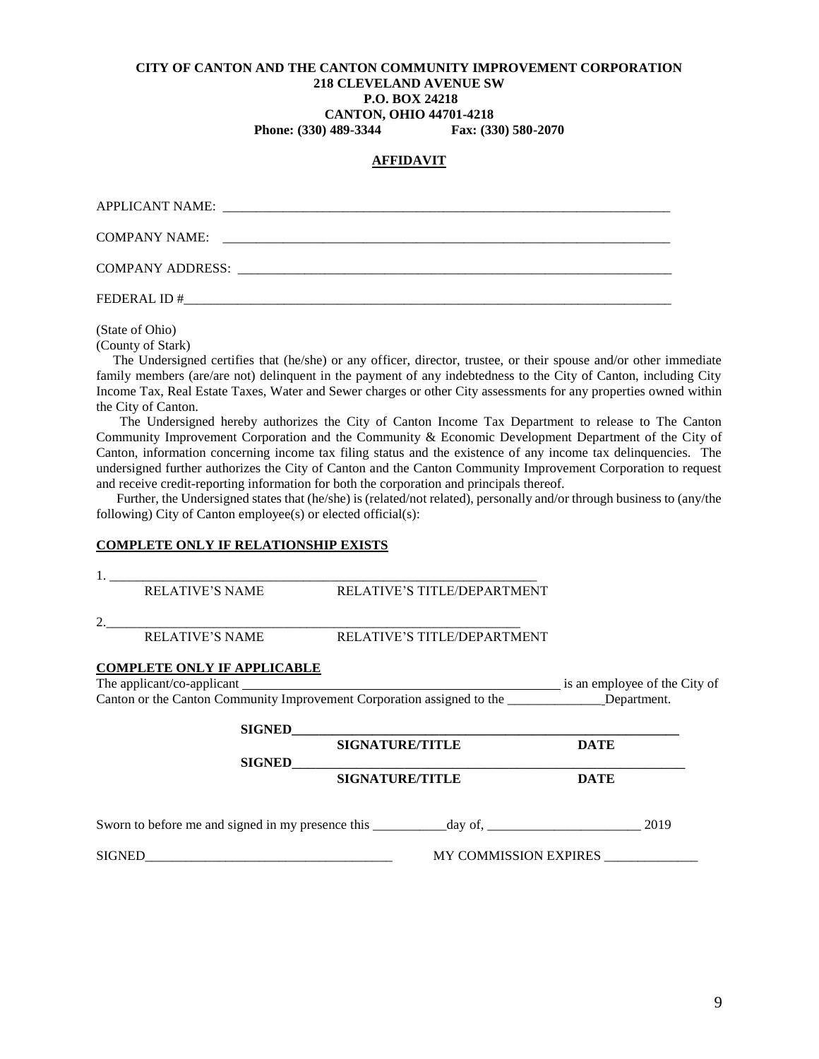**CITY OF CANTON AND THE CANTON COMMUNITY IMPROVEMENT CORPORATION**
**218 CLEVELAND AVENUE SW**
**P.O. BOX 24218**
**CANTON, OHIO 44701-4218**
**Phone: (330) 489-3344 Fax: (330) 580-2070**

**AFFIDAVIT**

APPLICANT NAME: ____________________________________________________________________

COMPANY NAME: ____________________________________________________________________

COMPANY ADDRESS: __________________________________________________________________

FEDERAL ID #_______________________________________________________________________

(State of Ohio)
(County of Stark)

The Undersigned certifies that (he/she) or any officer, director, trustee, or their spouse and/or other immediate family members (are/are not) delinquent in the payment of any indebtedness to the City of Canton, including City Income Tax, Real Estate Taxes, Water and Sewer charges or other City assessments for any properties owned within the City of Canton.

The Undersigned hereby authorizes the City of Canton Income Tax Department to release to The Canton Community Improvement Corporation and the Community & Economic Development Department of the City of Canton, information concerning income tax filing status and the existence of any income tax delinquencies. The undersigned further authorizes the City of Canton and the Canton Community Improvement Corporation to request and receive credit-reporting information for both the corporation and principals thereof.

Further, the Undersigned states that (he/she) is (related/not related), personally and/or through business to (any/the following) City of Canton employee(s) or elected official(s):

**COMPLETE ONLY IF RELATIONSHIP EXISTS**

1. _________________________________________________________________
RELATIVE'S NAME RELATIVE'S TITLE/DEPARTMENT

2._________________________________________________________________
RELATIVE'S NAME RELATIVE'S TITLE/DEPARTMENT

**COMPLETE ONLY IF APPLICABLE**

The applicant/co-applicant _________________________________________________ is an employee of the City of Canton or the Canton Community Improvement Corporation assigned to the ______________Department.

**SIGNED**_____________________________________________________________
**SIGNATURE/TITLE** **DATE**

**SIGNED**_____________________________________________________________
**SIGNATURE/TITLE** **DATE**

Sworn to before me and signed in my presence this ___________day of, _______________________ 2019

SIGNED_____________________________________ MY COMMISSION EXPIRES ______________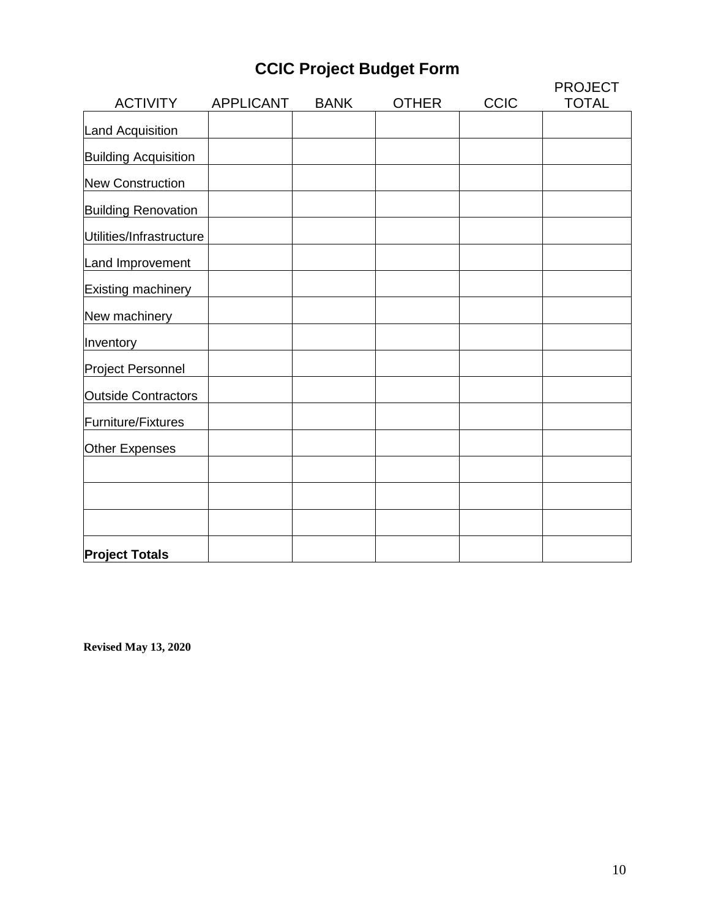# CCIC Project Budget Form

| ACTIVITY | APPLICANT | BANK | OTHER | CCIC | PROJECT TOTAL |
|---|---|---|---|---|---|
| Land Acquisition | | | | | |
| Building Acquisition | | | | | |
| New Construction | | | | | |
| Building Renovation | | | | | |
| Utilities/Infrastructure | | | | | |
| Land Improvement | | | | | |
| Existing machinery | | | | | |
| New machinery | | | | | |
| Inventory | | | | | |
| Project Personnel | | | | | |
| Outside Contractors | | | | | |
| Furniture/Fixtures | | | | | |
| Other Expenses | | | | | |
| | | | | | |
| | | | | | |
| | | | | | |
| **Project Totals** | | | | | |

**Revised May 13, 2020**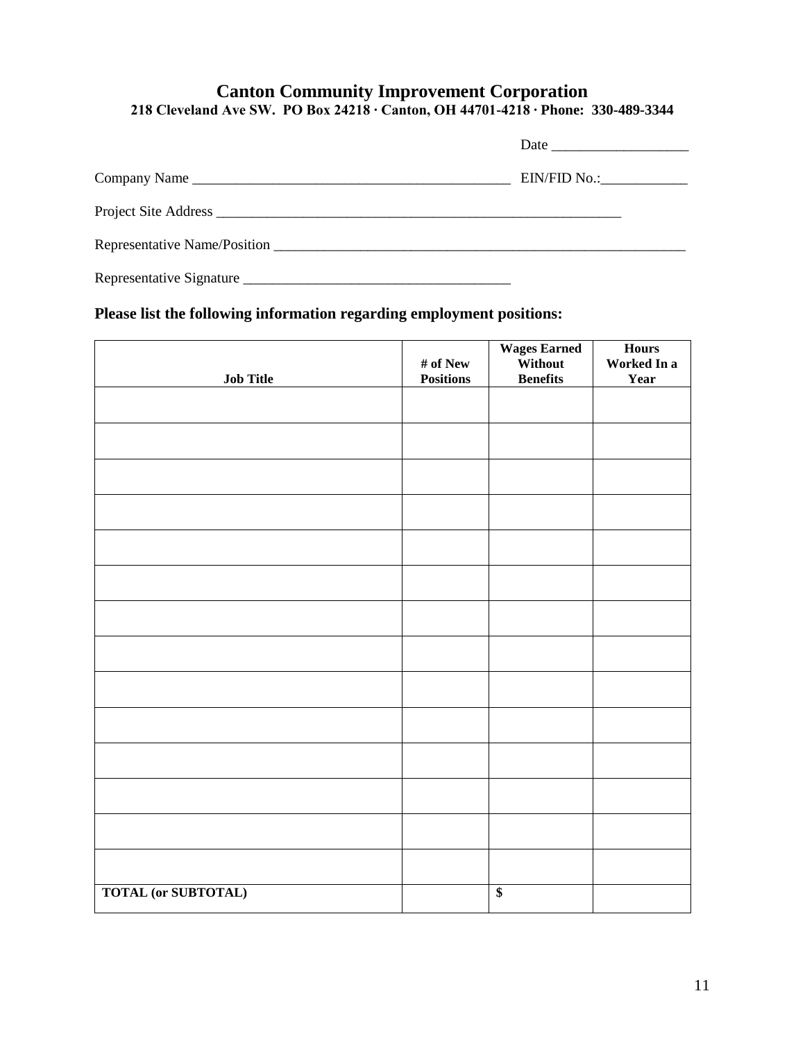# Canton Community Improvement Corporation

**218 Cleveland Ave SW. PO Box 24218 · Canton, OH 44701-4218 · Phone: 330-489-3344**

Date ___________________

Company Name _____________________________________________ EIN/FID No.:____________

Project Site Address __________________________________________________________

Representative Name/Position ___________________________________________________________

Representative Signature ______________________________________

**Please list the following information regarding employment positions:**

| Job Title | # of New Positions | Wages Earned Without Benefits | Hours Worked In a Year |
|---|---|---|---|
| | | | |
| | | | |
| | | | |
| | | | |
| | | | |
| | | | |
| | | | |
| | | | |
| | | | |
| | | | |
| | | | |
| | | | |
| | | | |
| | | | |
| **TOTAL (or SUBTOTAL)** | | **$** | |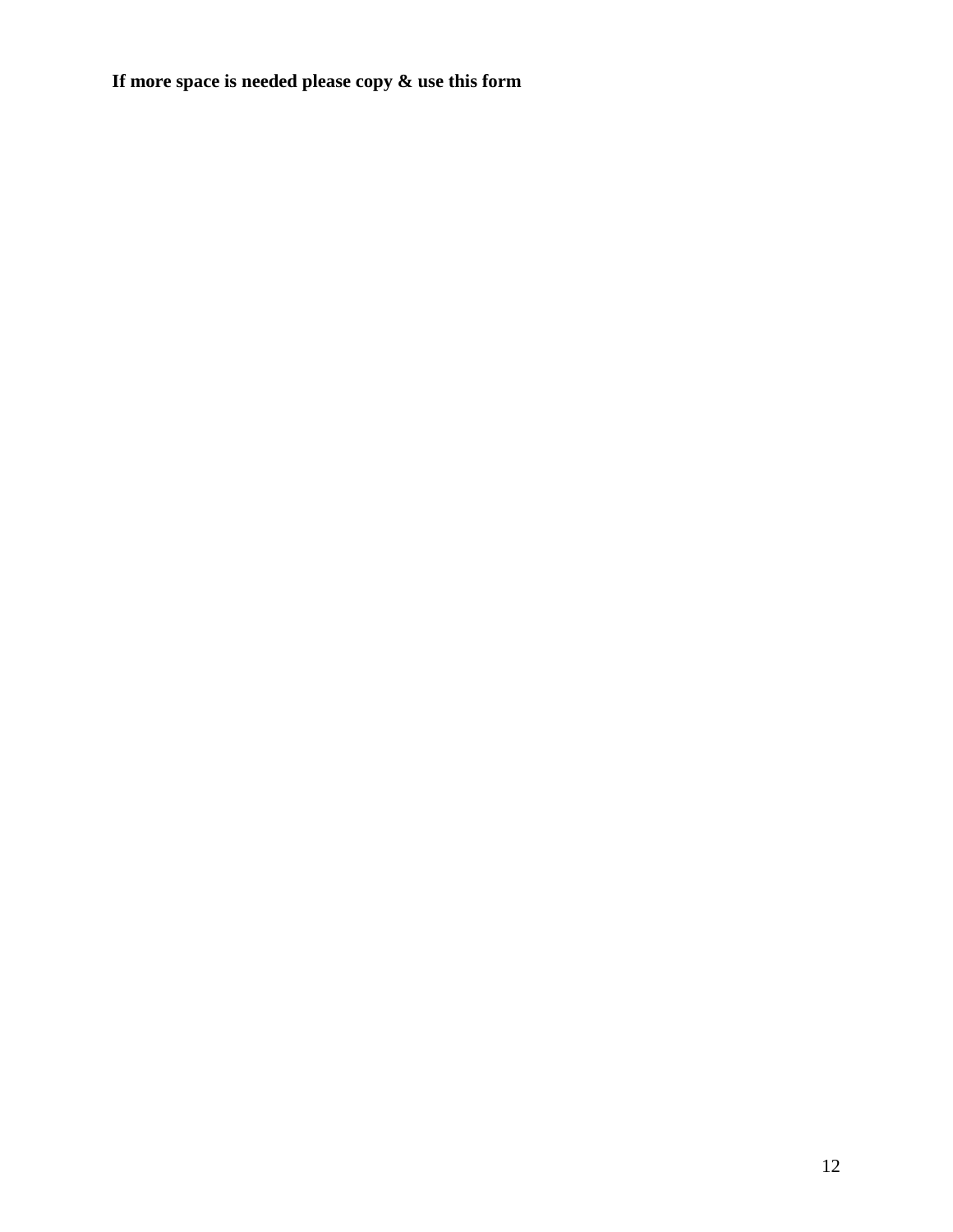**If more space is needed please copy & use this form**